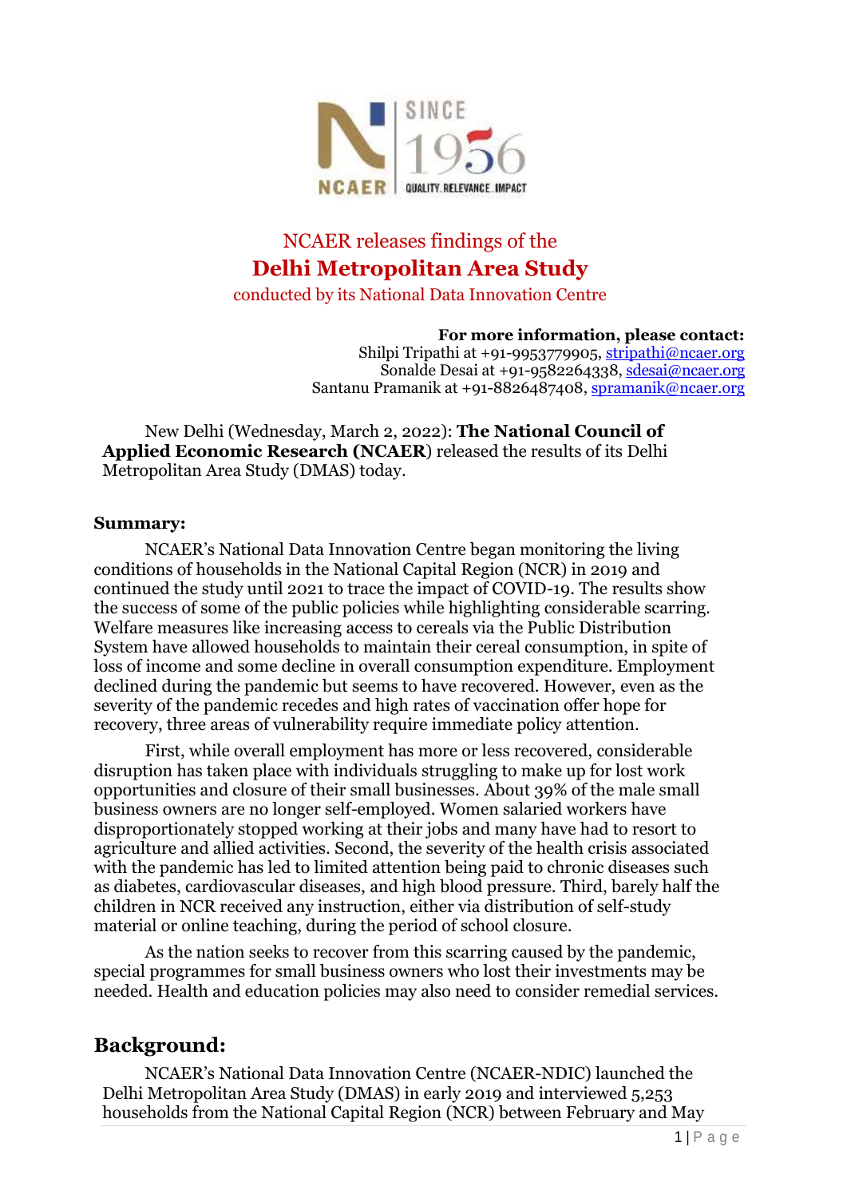NCAER releases findings of the

# Delhi Metropolitan Area Study

conducted by its National Data Innovation Centre

**For more information, please contact:**
Shilpi Tripathi at +91-9953779905, stripathi@ncaer.org
Sonalde Desai at +91-9582264338, sdesai@ncaer.org
Santanu Pramanik at +91-8826487408, spramanik@ncaer.org

New Delhi (Wednesday, March 2, 2022): **The National Council of Applied Economic Research (NCAER**) released the results of its Delhi Metropolitan Area Study (DMAS) today.

**Summary:**

NCAER's National Data Innovation Centre began monitoring the living conditions of households in the National Capital Region (NCR) in 2019 and continued the study until 2021 to trace the impact of COVID-19. The results show the success of some of the public policies while highlighting considerable scarring. Welfare measures like increasing access to cereals via the Public Distribution System have allowed households to maintain their cereal consumption, in spite of loss of income and some decline in overall consumption expenditure. Employment declined during the pandemic but seems to have recovered. However, even as the severity of the pandemic recedes and high rates of vaccination offer hope for recovery, three areas of vulnerability require immediate policy attention.

First, while overall employment has more or less recovered, considerable disruption has taken place with individuals struggling to make up for lost work opportunities and closure of their small businesses. About 39% of the male small business owners are no longer self-employed. Women salaried workers have disproportionately stopped working at their jobs and many have had to resort to agriculture and allied activities. Second, the severity of the health crisis associated with the pandemic has led to limited attention being paid to chronic diseases such as diabetes, cardiovascular diseases, and high blood pressure. Third, barely half the children in NCR received any instruction, either via distribution of self-study material or online teaching, during the period of school closure.

As the nation seeks to recover from this scarring caused by the pandemic, special programmes for small business owners who lost their investments may be needed. Health and education policies may also need to consider remedial services.

## Background:

NCAER's National Data Innovation Centre (NCAER-NDIC) launched the Delhi Metropolitan Area Study (DMAS) in early 2019 and interviewed 5,253 households from the National Capital Region (NCR) between February and May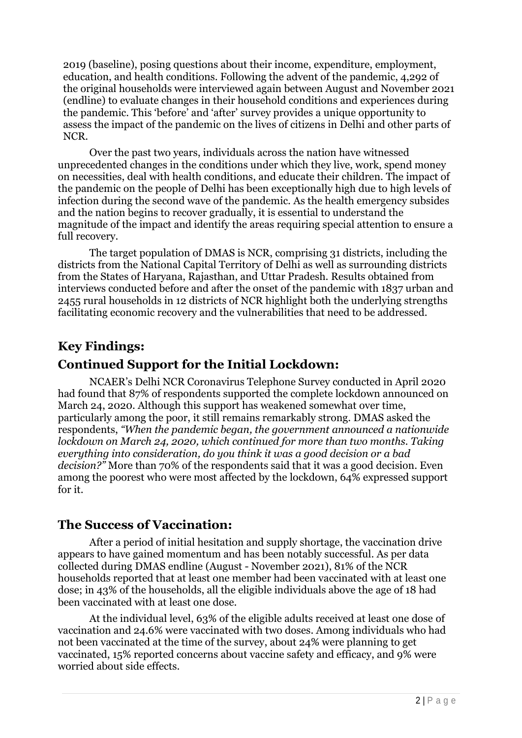2019 (baseline), posing questions about their income, expenditure, employment, education, and health conditions. Following the advent of the pandemic, 4,292 of the original households were interviewed again between August and November 2021 (endline) to evaluate changes in their household conditions and experiences during the pandemic. This 'before' and 'after' survey provides a unique opportunity to assess the impact of the pandemic on the lives of citizens in Delhi and other parts of NCR.

Over the past two years, individuals across the nation have witnessed unprecedented changes in the conditions under which they live, work, spend money on necessities, deal with health conditions, and educate their children. The impact of the pandemic on the people of Delhi has been exceptionally high due to high levels of infection during the second wave of the pandemic. As the health emergency subsides and the nation begins to recover gradually, it is essential to understand the magnitude of the impact and identify the areas requiring special attention to ensure a full recovery.

The target population of DMAS is NCR, comprising 31 districts, including the districts from the National Capital Territory of Delhi as well as surrounding districts from the States of Haryana, Rajasthan, and Uttar Pradesh. Results obtained from interviews conducted before and after the onset of the pandemic with 1837 urban and 2455 rural households in 12 districts of NCR highlight both the underlying strengths facilitating economic recovery and the vulnerabilities that need to be addressed.

## Key Findings:

## Continued Support for the Initial Lockdown:

NCAER's Delhi NCR Coronavirus Telephone Survey conducted in April 2020 had found that 87% of respondents supported the complete lockdown announced on March 24, 2020. Although this support has weakened somewhat over time, particularly among the poor, it still remains remarkably strong. DMAS asked the respondents, *"When the pandemic began, the government announced a nationwide lockdown on March 24, 2020, which continued for more than two months. Taking everything into consideration, do you think it was a good decision or a bad decision?"* More than 70% of the respondents said that it was a good decision. Even among the poorest who were most affected by the lockdown, 64% expressed support for it.

## The Success of Vaccination:

After a period of initial hesitation and supply shortage, the vaccination drive appears to have gained momentum and has been notably successful. As per data collected during DMAS endline (August - November 2021), 81% of the NCR households reported that at least one member had been vaccinated with at least one dose; in 43% of the households, all the eligible individuals above the age of 18 had been vaccinated with at least one dose.

At the individual level, 63% of the eligible adults received at least one dose of vaccination and 24.6% were vaccinated with two doses. Among individuals who had not been vaccinated at the time of the survey, about 24% were planning to get vaccinated, 15% reported concerns about vaccine safety and efficacy, and 9% were worried about side effects.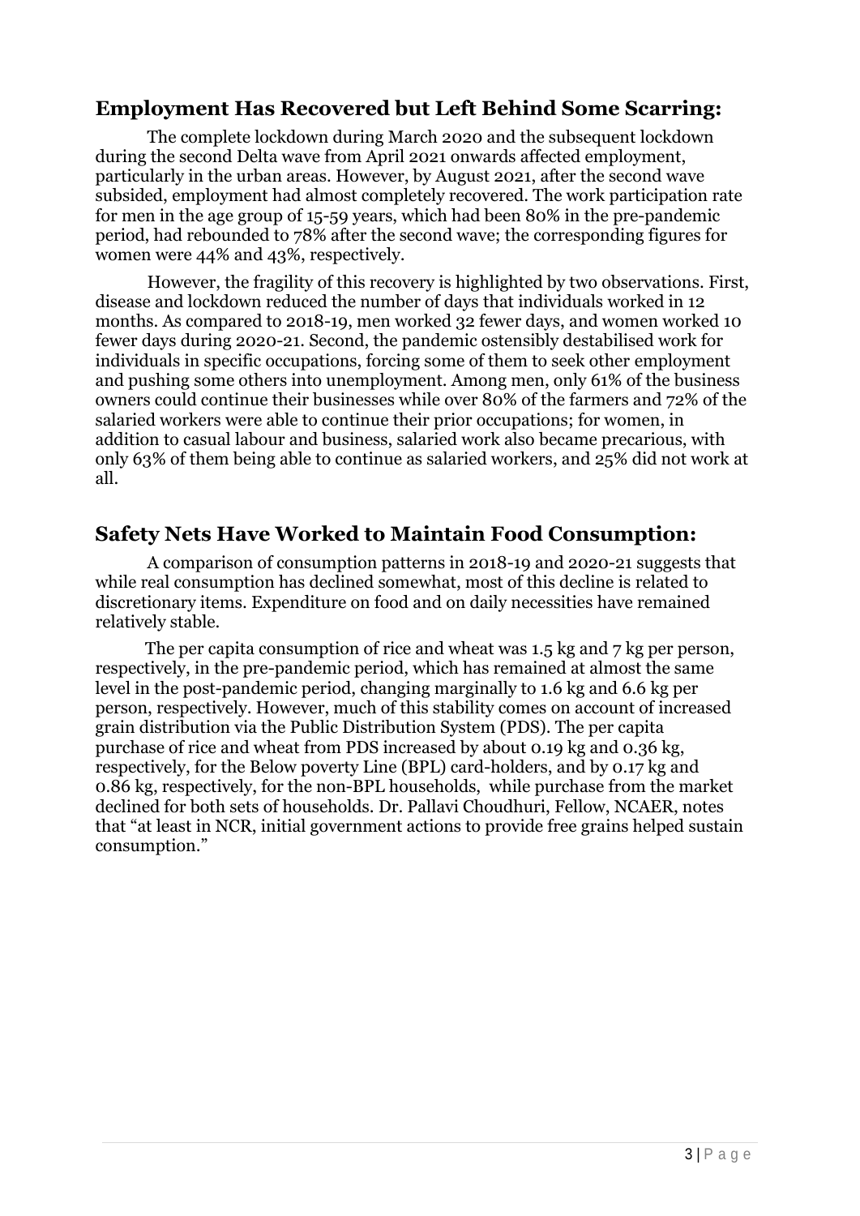## Employment Has Recovered but Left Behind Some Scarring:

The complete lockdown during March 2020 and the subsequent lockdown during the second Delta wave from April 2021 onwards affected employment, particularly in the urban areas. However, by August 2021, after the second wave subsided, employment had almost completely recovered. The work participation rate for men in the age group of 15-59 years, which had been 80% in the pre-pandemic period, had rebounded to 78% after the second wave; the corresponding figures for women were 44% and 43%, respectively.

However, the fragility of this recovery is highlighted by two observations. First, disease and lockdown reduced the number of days that individuals worked in 12 months. As compared to 2018-19, men worked 32 fewer days, and women worked 10 fewer days during 2020-21. Second, the pandemic ostensibly destabilised work for individuals in specific occupations, forcing some of them to seek other employment and pushing some others into unemployment. Among men, only 61% of the business owners could continue their businesses while over 80% of the farmers and 72% of the salaried workers were able to continue their prior occupations; for women, in addition to casual labour and business, salaried work also became precarious, with only 63% of them being able to continue as salaried workers, and 25% did not work at all.

## Safety Nets Have Worked to Maintain Food Consumption:

A comparison of consumption patterns in 2018-19 and 2020-21 suggests that while real consumption has declined somewhat, most of this decline is related to discretionary items. Expenditure on food and on daily necessities have remained relatively stable.

The per capita consumption of rice and wheat was 1.5 kg and 7 kg per person, respectively, in the pre-pandemic period, which has remained at almost the same level in the post-pandemic period, changing marginally to 1.6 kg and 6.6 kg per person, respectively. However, much of this stability comes on account of increased grain distribution via the Public Distribution System (PDS). The per capita purchase of rice and wheat from PDS increased by about 0.19 kg and 0.36 kg, respectively, for the Below poverty Line (BPL) card-holders, and by 0.17 kg and 0.86 kg, respectively, for the non-BPL households, while purchase from the market declined for both sets of households. Dr. Pallavi Choudhuri, Fellow, NCAER, notes that "at least in NCR, initial government actions to provide free grains helped sustain consumption."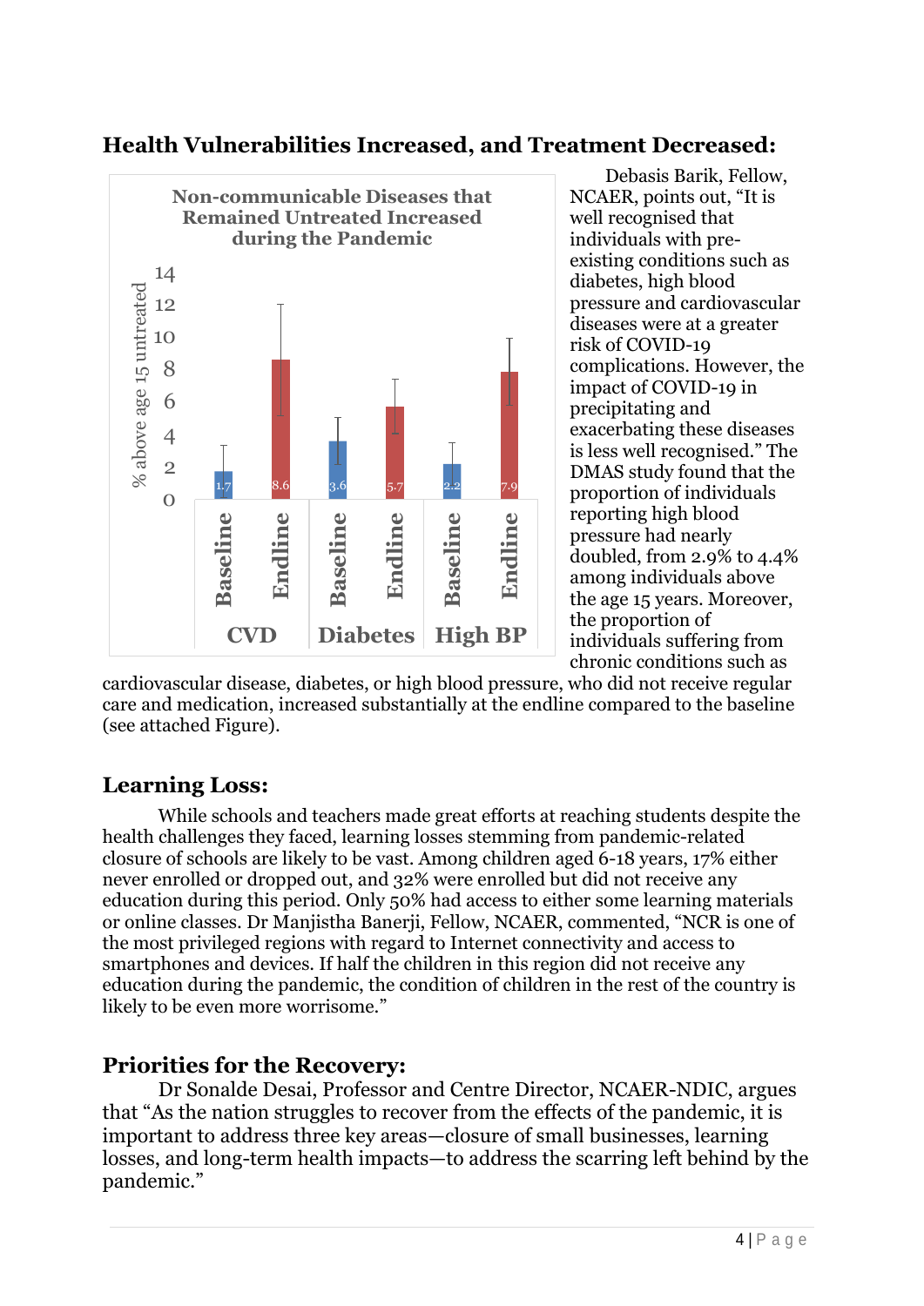## Health Vulnerabilities Increased, and Treatment Decreased:

**Non-communicable Diseases that Remained Untreated Increased during the Pandemic**

| | CVD | | Diabetes | | High BP | |
|---|---|---|---|---|---|---|
| | Baseline | Endline | Baseline | Endline | Baseline | Endline |
| % above age 15 untreated | 1.7 | 8.6 | 3.6 | 5.7 | 2.2 | 7.9 |

Debasis Barik, Fellow, NCAER, points out, "It is well recognised that individuals with pre-existing conditions such as diabetes, high blood pressure and cardiovascular diseases were at a greater risk of COVID-19 complications. However, the impact of COVID-19 in precipitating and exacerbating these diseases is less well recognised." The DMAS study found that the proportion of individuals reporting high blood pressure had nearly doubled, from 2.9% to 4.4% among individuals above the age 15 years. Moreover, the proportion of individuals suffering from chronic conditions such as cardiovascular disease, diabetes, or high blood pressure, who did not receive regular care and medication, increased substantially at the endline compared to the baseline (see attached Figure).

## Learning Loss:

While schools and teachers made great efforts at reaching students despite the health challenges they faced, learning losses stemming from pandemic-related closure of schools are likely to be vast. Among children aged 6-18 years, 17% either never enrolled or dropped out, and 32% were enrolled but did not receive any education during this period. Only 50% had access to either some learning materials or online classes. Dr Manjistha Banerji, Fellow, NCAER, commented, "NCR is one of the most privileged regions with regard to Internet connectivity and access to smartphones and devices. If half the children in this region did not receive any education during the pandemic, the condition of children in the rest of the country is likely to be even more worrisome."

## Priorities for the Recovery:

Dr Sonalde Desai, Professor and Centre Director, NCAER-NDIC, argues that "As the nation struggles to recover from the effects of the pandemic, it is important to address three key areas—closure of small businesses, learning losses, and long-term health impacts—to address the scarring left behind by the pandemic."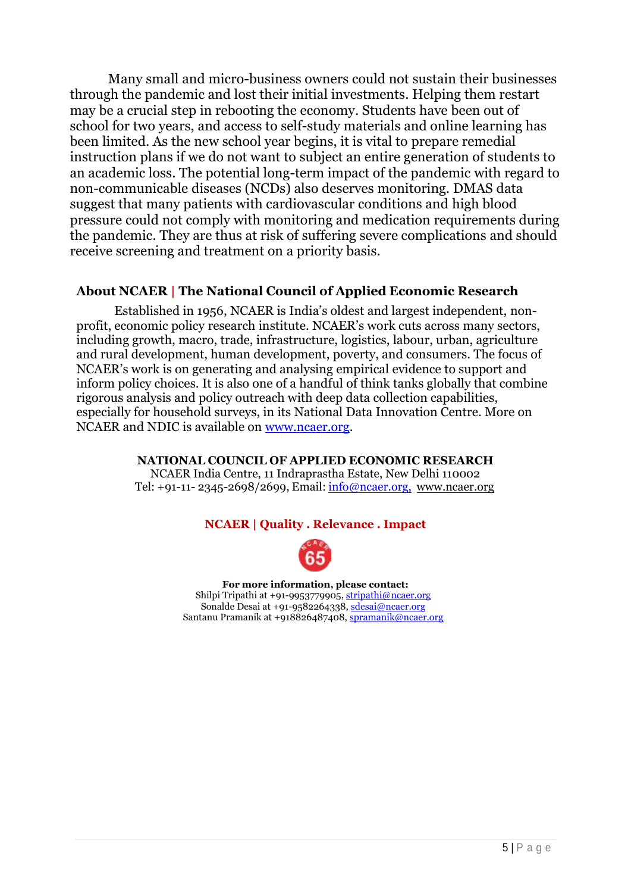Many small and micro-business owners could not sustain their businesses through the pandemic and lost their initial investments. Helping them restart may be a crucial step in rebooting the economy. Students have been out of school for two years, and access to self-study materials and online learning has been limited. As the new school year begins, it is vital to prepare remedial instruction plans if we do not want to subject an entire generation of students to an academic loss. The potential long-term impact of the pandemic with regard to non-communicable diseases (NCDs) also deserves monitoring. DMAS data suggest that many patients with cardiovascular conditions and high blood pressure could not comply with monitoring and medication requirements during the pandemic. They are thus at risk of suffering severe complications and should receive screening and treatment on a priority basis.

## About NCAER | The National Council of Applied Economic Research

Established in 1956, NCAER is India's oldest and largest independent, non-profit, economic policy research institute. NCAER's work cuts across many sectors, including growth, macro, trade, infrastructure, logistics, labour, urban, agriculture and rural development, human development, poverty, and consumers. The focus of NCAER's work is on generating and analysing empirical evidence to support and inform policy choices. It is also one of a handful of think tanks globally that combine rigorous analysis and policy outreach with deep data collection capabilities, especially for household surveys, in its National Data Innovation Centre. More on NCAER and NDIC is available on www.ncaer.org.

**NATIONAL COUNCIL OF APPLIED ECONOMIC RESEARCH**
NCAER India Centre, 11 Indraprastha Estate, New Delhi 110002
Tel: +91-11- 2345-2698/2699, Email: info@ncaer.org, www.ncaer.org

**NCAER | Quality . Relevance . Impact**

**For more information, please contact:**
Shilpi Tripathi at +91-9953779905, stripathi@ncaer.org
Sonalde Desai at +91-9582264338, sdesai@ncaer.org
Santanu Pramanik at +918826487408, spramanik@ncaer.org